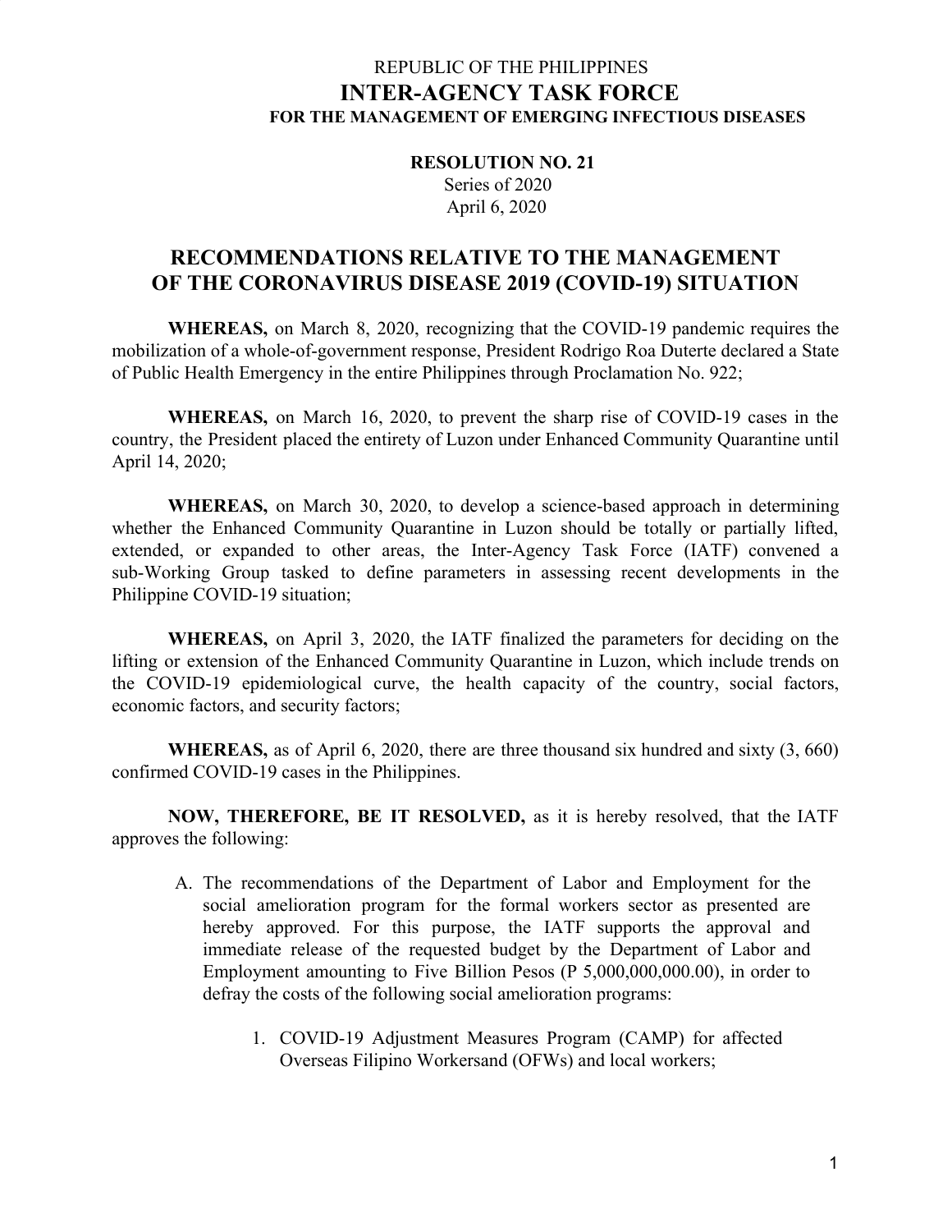REPUBLIC OF THE PHILIPPINES

# INTER-AGENCY TASK FORCE

**FOR THE MANAGEMENT OF EMERGING INFECTIOUS DISEASES**

**RESOLUTION NO. 21**
Series of 2020
April 6, 2020

## RECOMMENDATIONS RELATIVE TO THE MANAGEMENT OF THE CORONAVIRUS DISEASE 2019 (COVID-19) SITUATION

**WHEREAS,** on March 8, 2020, recognizing that the COVID-19 pandemic requires the mobilization of a whole-of-government response, President Rodrigo Roa Duterte declared a State of Public Health Emergency in the entire Philippines through Proclamation No. 922;

**WHEREAS,** on March 16, 2020, to prevent the sharp rise of COVID-19 cases in the country, the President placed the entirety of Luzon under Enhanced Community Quarantine until April 14, 2020;

**WHEREAS,** on March 30, 2020, to develop a science-based approach in determining whether the Enhanced Community Quarantine in Luzon should be totally or partially lifted, extended, or expanded to other areas, the Inter-Agency Task Force (IATF) convened a sub-Working Group tasked to define parameters in assessing recent developments in the Philippine COVID-19 situation;

**WHEREAS,** on April 3, 2020, the IATF finalized the parameters for deciding on the lifting or extension of the Enhanced Community Quarantine in Luzon, which include trends on the COVID-19 epidemiological curve, the health capacity of the country, social factors, economic factors, and security factors;

**WHEREAS,** as of April 6, 2020, there are three thousand six hundred and sixty (3, 660) confirmed COVID-19 cases in the Philippines.

**NOW, THEREFORE, BE IT RESOLVED,** as it is hereby resolved, that the IATF approves the following:

A. The recommendations of the Department of Labor and Employment for the social amelioration program for the formal workers sector as presented are hereby approved. For this purpose, the IATF supports the approval and immediate release of the requested budget by the Department of Labor and Employment amounting to Five Billion Pesos (P 5,000,000,000.00), in order to defray the costs of the following social amelioration programs:

   1. COVID-19 Adjustment Measures Program (CAMP) for affected Overseas Filipino Workersand (OFWs) and local workers;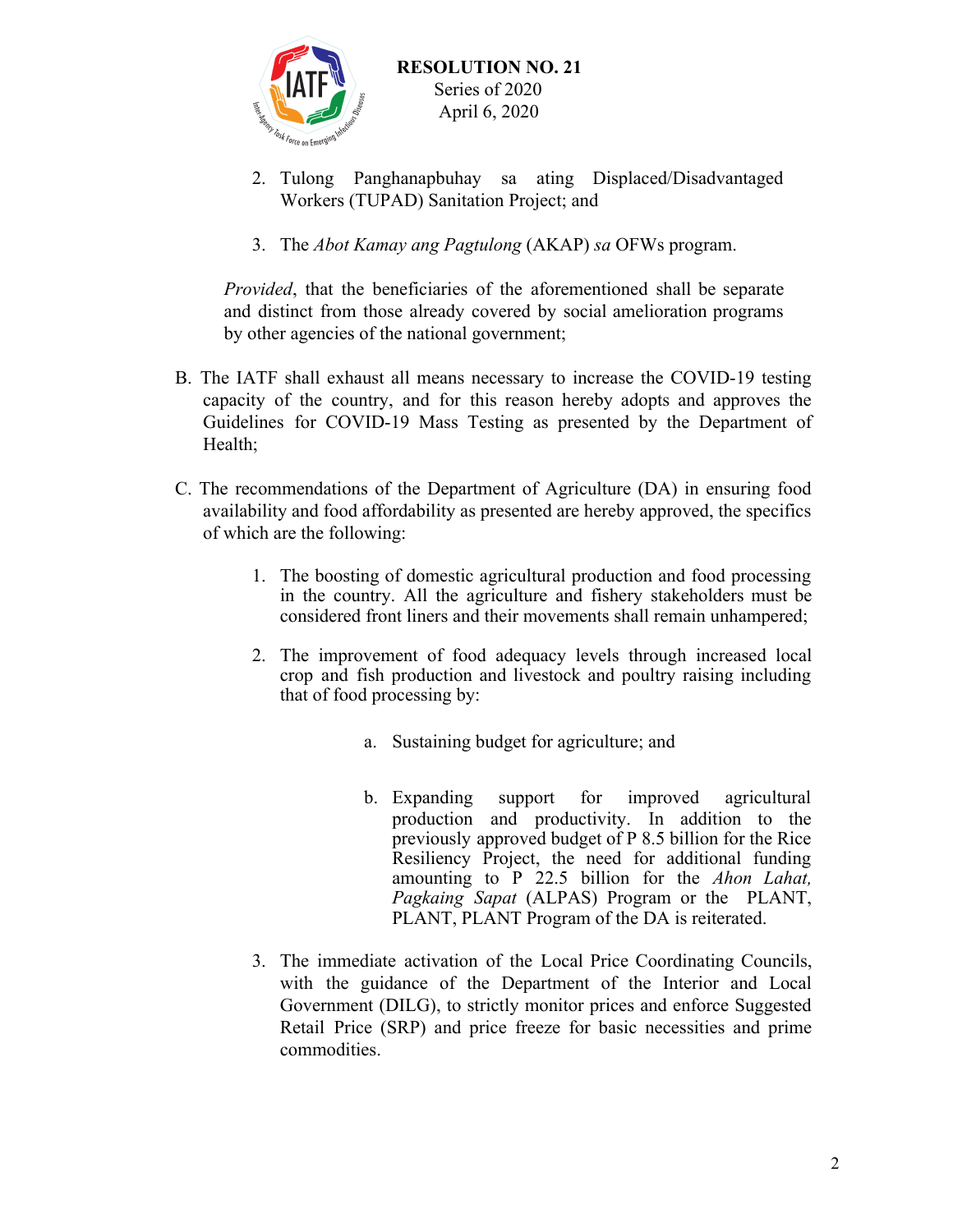2. Tulong Panghanapbuhay sa ating Displaced/Disadvantaged Workers (TUPAD) Sanitation Project; and

3. The *Abot Kamay ang Pagtulong* (AKAP) *sa* OFWs program.

*Provided*, that the beneficiaries of the aforementioned shall be separate and distinct from those already covered by social amelioration programs by other agencies of the national government;

B. The IATF shall exhaust all means necessary to increase the COVID-19 testing capacity of the country, and for this reason hereby adopts and approves the Guidelines for COVID-19 Mass Testing as presented by the Department of Health;

C. The recommendations of the Department of Agriculture (DA) in ensuring food availability and food affordability as presented are hereby approved, the specifics of which are the following:

1. The boosting of domestic agricultural production and food processing in the country. All the agriculture and fishery stakeholders must be considered front liners and their movements shall remain unhampered;

2. The improvement of food adequacy levels through increased local crop and fish production and livestock and poultry raising including that of food processing by:

   a. Sustaining budget for agriculture; and

   b. Expanding support for improved agricultural production and productivity. In addition to the previously approved budget of P 8.5 billion for the Rice Resiliency Project, the need for additional funding amounting to P 22.5 billion for the *Ahon Lahat, Pagkaing Sapat* (ALPAS) Program or the PLANT, PLANT, PLANT Program of the DA is reiterated.

3. The immediate activation of the Local Price Coordinating Councils, with the guidance of the Department of the Interior and Local Government (DILG), to strictly monitor prices and enforce Suggested Retail Price (SRP) and price freeze for basic necessities and prime commodities.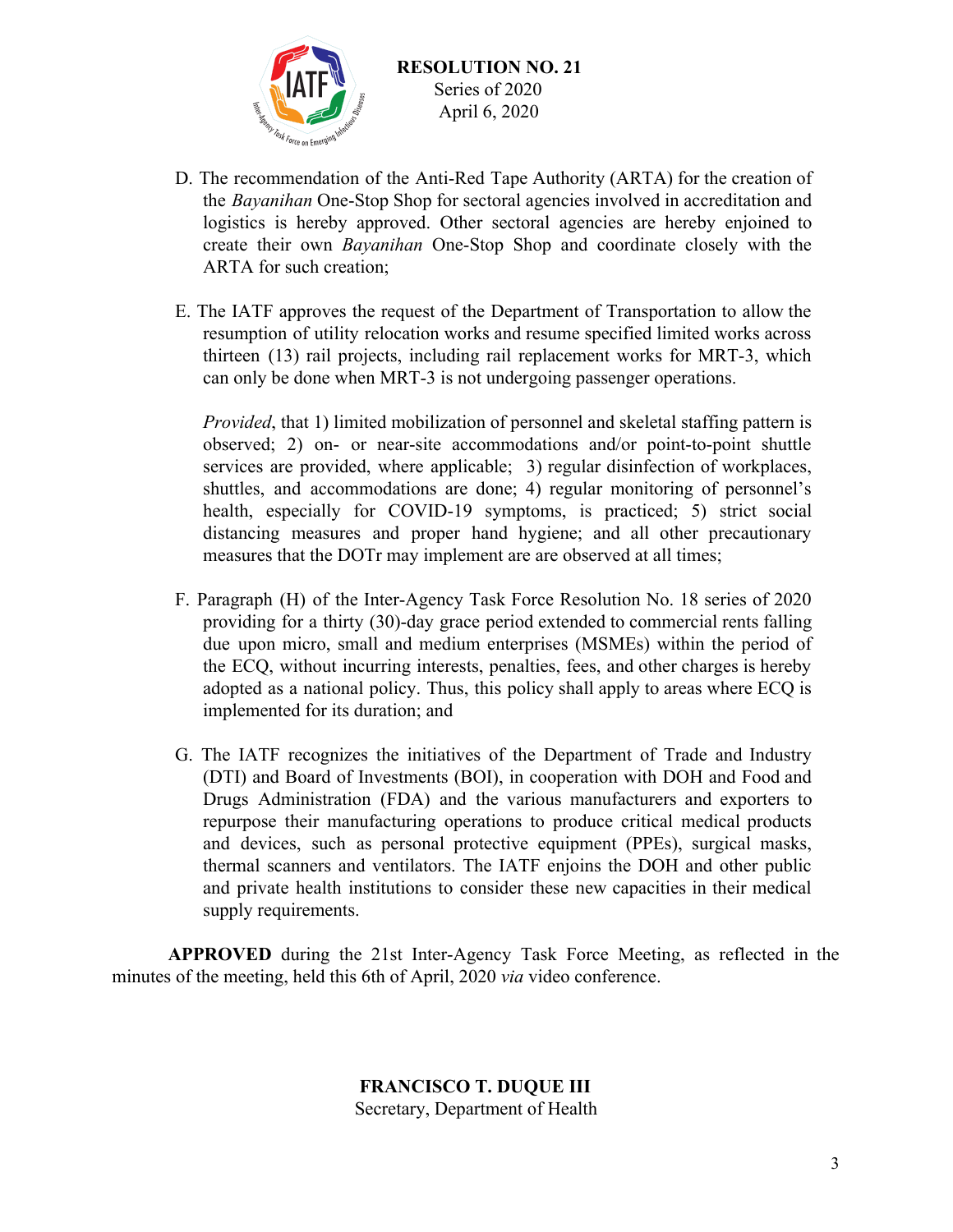D. The recommendation of the Anti-Red Tape Authority (ARTA) for the creation of the *Bayanihan* One-Stop Shop for sectoral agencies involved in accreditation and logistics is hereby approved. Other sectoral agencies are hereby enjoined to create their own *Bayanihan* One-Stop Shop and coordinate closely with the ARTA for such creation;

E. The IATF approves the request of the Department of Transportation to allow the resumption of utility relocation works and resume specified limited works across thirteen (13) rail projects, including rail replacement works for MRT-3, which can only be done when MRT-3 is not undergoing passenger operations.

   *Provided*, that 1) limited mobilization of personnel and skeletal staffing pattern is observed; 2) on- or near-site accommodations and/or point-to-point shuttle services are provided, where applicable; 3) regular disinfection of workplaces, shuttles, and accommodations are done; 4) regular monitoring of personnel's health, especially for COVID-19 symptoms, is practiced; 5) strict social distancing measures and proper hand hygiene; and all other precautionary measures that the DOTr may implement are are observed at all times;

F. Paragraph (H) of the Inter-Agency Task Force Resolution No. 18 series of 2020 providing for a thirty (30)-day grace period extended to commercial rents falling due upon micro, small and medium enterprises (MSMEs) within the period of the ECQ, without incurring interests, penalties, fees, and other charges is hereby adopted as a national policy. Thus, this policy shall apply to areas where ECQ is implemented for its duration; and

G. The IATF recognizes the initiatives of the Department of Trade and Industry (DTI) and Board of Investments (BOI), in cooperation with DOH and Food and Drugs Administration (FDA) and the various manufacturers and exporters to repurpose their manufacturing operations to produce critical medical products and devices, such as personal protective equipment (PPEs), surgical masks, thermal scanners and ventilators. The IATF enjoins the DOH and other public and private health institutions to consider these new capacities in their medical supply requirements.

**APPROVED** during the 21st Inter-Agency Task Force Meeting, as reflected in the minutes of the meeting, held this 6th of April, 2020 *via* video conference.

**FRANCISCO T. DUQUE III**
Secretary, Department of Health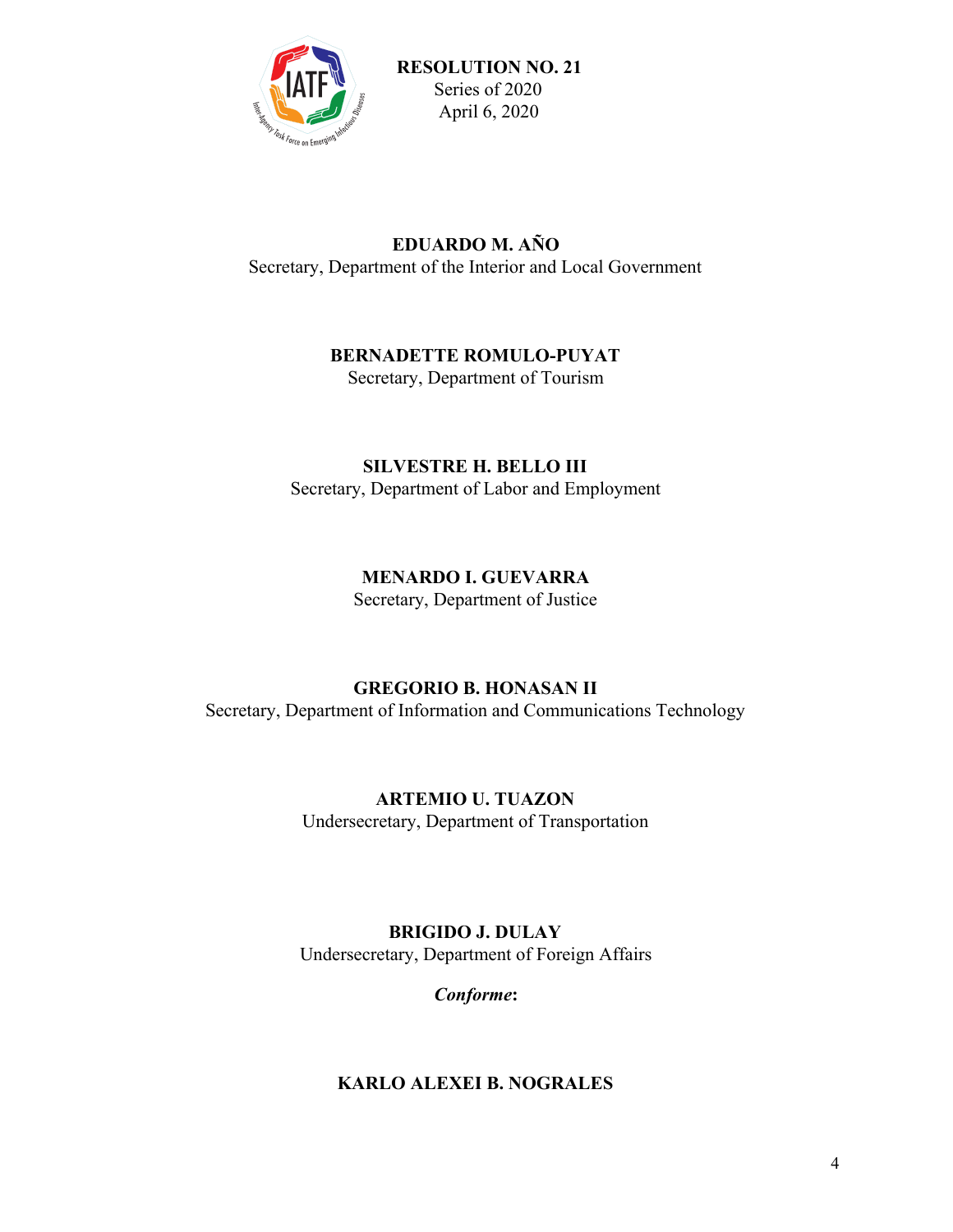**RESOLUTION NO. 21**
Series of 2020
April 6, 2020

**EDUARDO M. AÑO**
Secretary, Department of the Interior and Local Government

**BERNADETTE ROMULO-PUYAT**
Secretary, Department of Tourism

**SILVESTRE H. BELLO III**
Secretary, Department of Labor and Employment

**MENARDO I. GUEVARRA**
Secretary, Department of Justice

**GREGORIO B. HONASAN II**
Secretary, Department of Information and Communications Technology

**ARTEMIO U. TUAZON**
Undersecretary, Department of Transportation

**BRIGIDO J. DULAY**
Undersecretary, Department of Foreign Affairs

***Conforme*:**

**KARLO ALEXEI B. NOGRALES**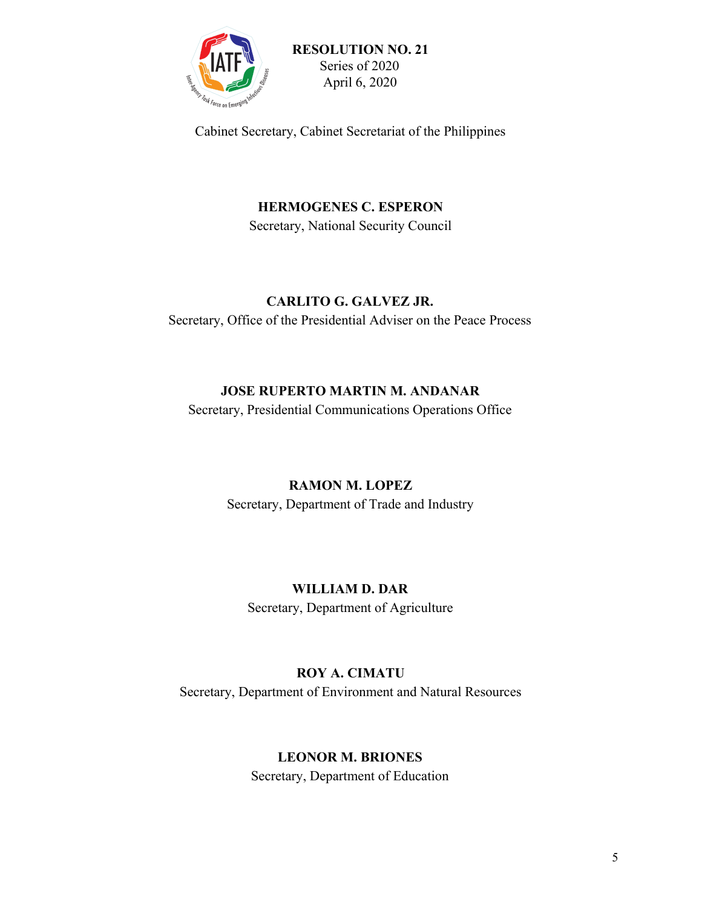Cabinet Secretary, Cabinet Secretariat of the Philippines

**HERMOGENES C. ESPERON**
Secretary, National Security Council

**CARLITO G. GALVEZ JR.**
Secretary, Office of the Presidential Adviser on the Peace Process

**JOSE RUPERTO MARTIN M. ANDANAR**
Secretary, Presidential Communications Operations Office

**RAMON M. LOPEZ**
Secretary, Department of Trade and Industry

**WILLIAM D. DAR**
Secretary, Department of Agriculture

**ROY A. CIMATU**
Secretary, Department of Environment and Natural Resources

**LEONOR M. BRIONES**
Secretary, Department of Education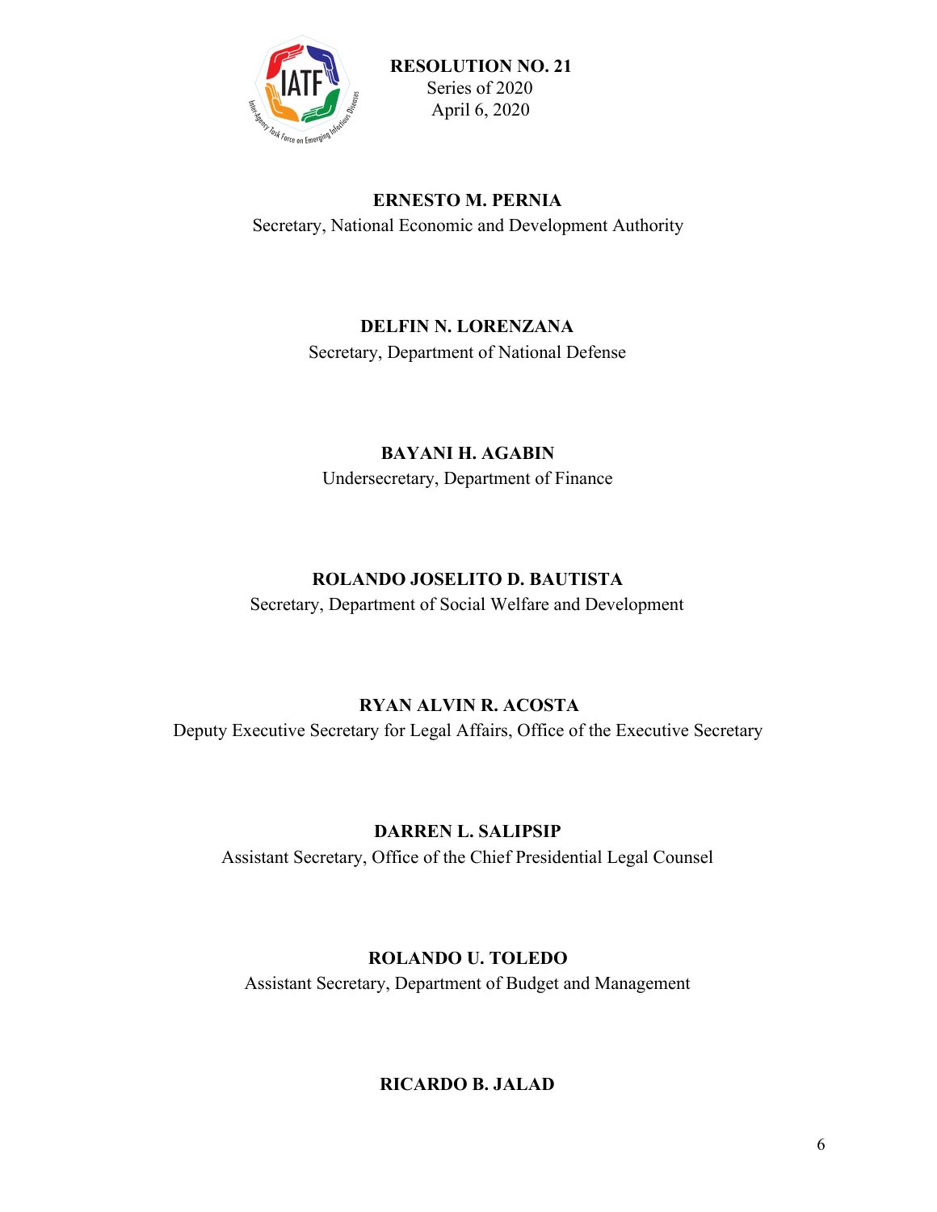**ERNESTO M. PERNIA**
Secretary, National Economic and Development Authority

**DELFIN N. LORENZANA**
Secretary, Department of National Defense

**BAYANI H. AGABIN**
Undersecretary, Department of Finance

**ROLANDO JOSELITO D. BAUTISTA**
Secretary, Department of Social Welfare and Development

**RYAN ALVIN R. ACOSTA**
Deputy Executive Secretary for Legal Affairs, Office of the Executive Secretary

**DARREN L. SALIPSIP**
Assistant Secretary, Office of the Chief Presidential Legal Counsel

**ROLANDO U. TOLEDO**
Assistant Secretary, Department of Budget and Management

**RICARDO B. JALAD**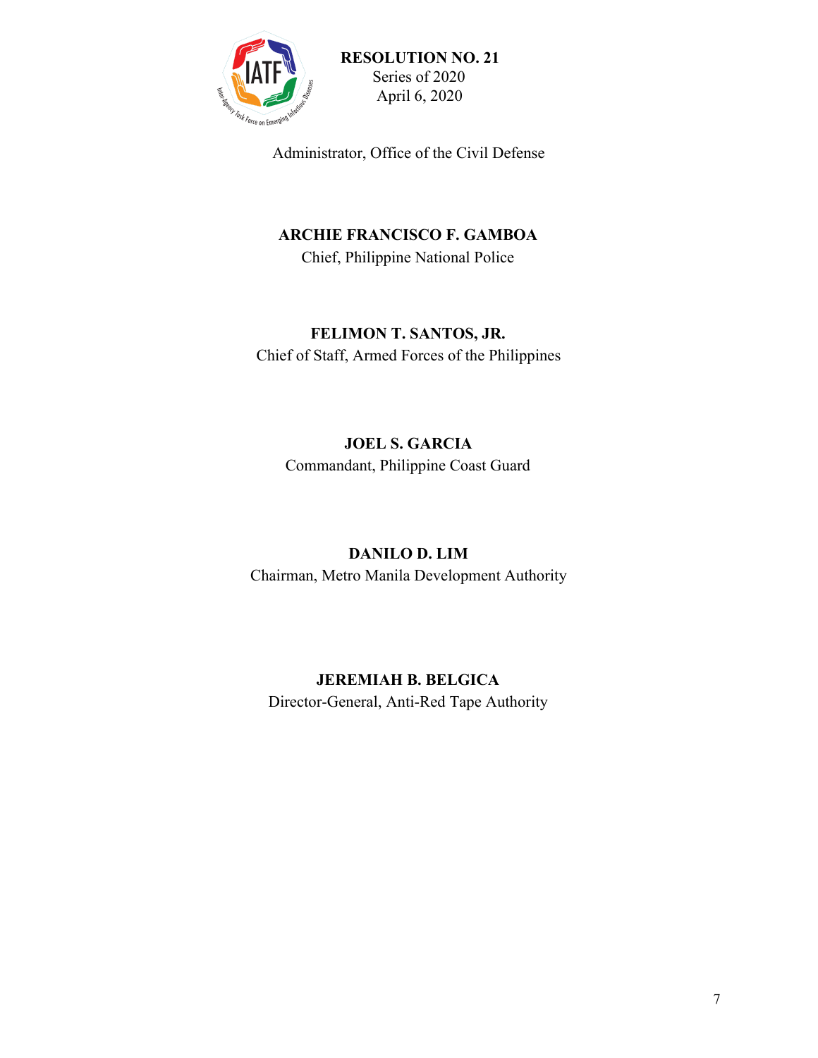Administrator, Office of the Civil Defense

**ARCHIE FRANCISCO F. GAMBOA**
Chief, Philippine National Police

**FELIMON T. SANTOS, JR.**
Chief of Staff, Armed Forces of the Philippines

**JOEL S. GARCIA**
Commandant, Philippine Coast Guard

**DANILO D. LIM**
Chairman, Metro Manila Development Authority

**JEREMIAH B. BELGICA**
Director-General, Anti-Red Tape Authority